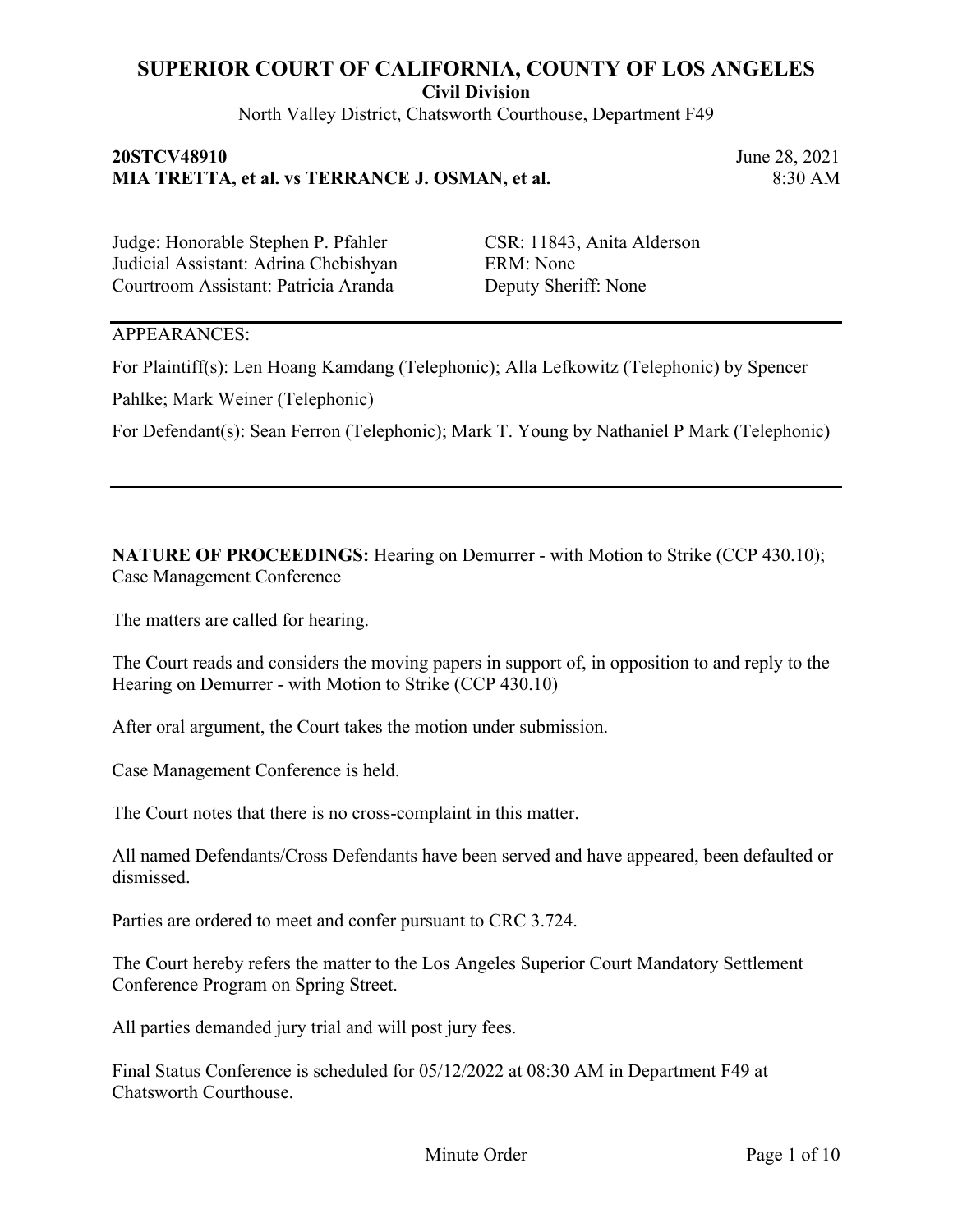# SUPERIOR COURT OF CALIFORNIA, COUNTY OF LOS ANGELES

**Civil Division**

North Valley District, Chatsworth Courthouse, Department F49

**20STCV48910** June 28, 2021
**MIA TRETTA, et al. vs TERRANCE J. OSMAN, et al.** 8:30 AM

Judge: Honorable Stephen P. Pfahler
Judicial Assistant: Adrina Chebishyan
Courtroom Assistant: Patricia Aranda

CSR: 11843, Anita Alderson
ERM: None
Deputy Sheriff: None

---

APPEARANCES:

For Plaintiff(s): Len Hoang Kamdang (Telephonic); Alla Lefkowitz (Telephonic) by Spencer Pahlke; Mark Weiner (Telephonic)

For Defendant(s): Sean Ferron (Telephonic); Mark T. Young by Nathaniel P Mark (Telephonic)

---

**NATURE OF PROCEEDINGS:** Hearing on Demurrer - with Motion to Strike (CCP 430.10); Case Management Conference

The matters are called for hearing.

The Court reads and considers the moving papers in support of, in opposition to and reply to the Hearing on Demurrer - with Motion to Strike (CCP 430.10)

After oral argument, the Court takes the motion under submission.

Case Management Conference is held.

The Court notes that there is no cross-complaint in this matter.

All named Defendants/Cross Defendants have been served and have appeared, been defaulted or dismissed.

Parties are ordered to meet and confer pursuant to CRC 3.724.

The Court hereby refers the matter to the Los Angeles Superior Court Mandatory Settlement Conference Program on Spring Street.

All parties demanded jury trial and will post jury fees.

Final Status Conference is scheduled for 05/12/2022 at 08:30 AM in Department F49 at Chatsworth Courthouse.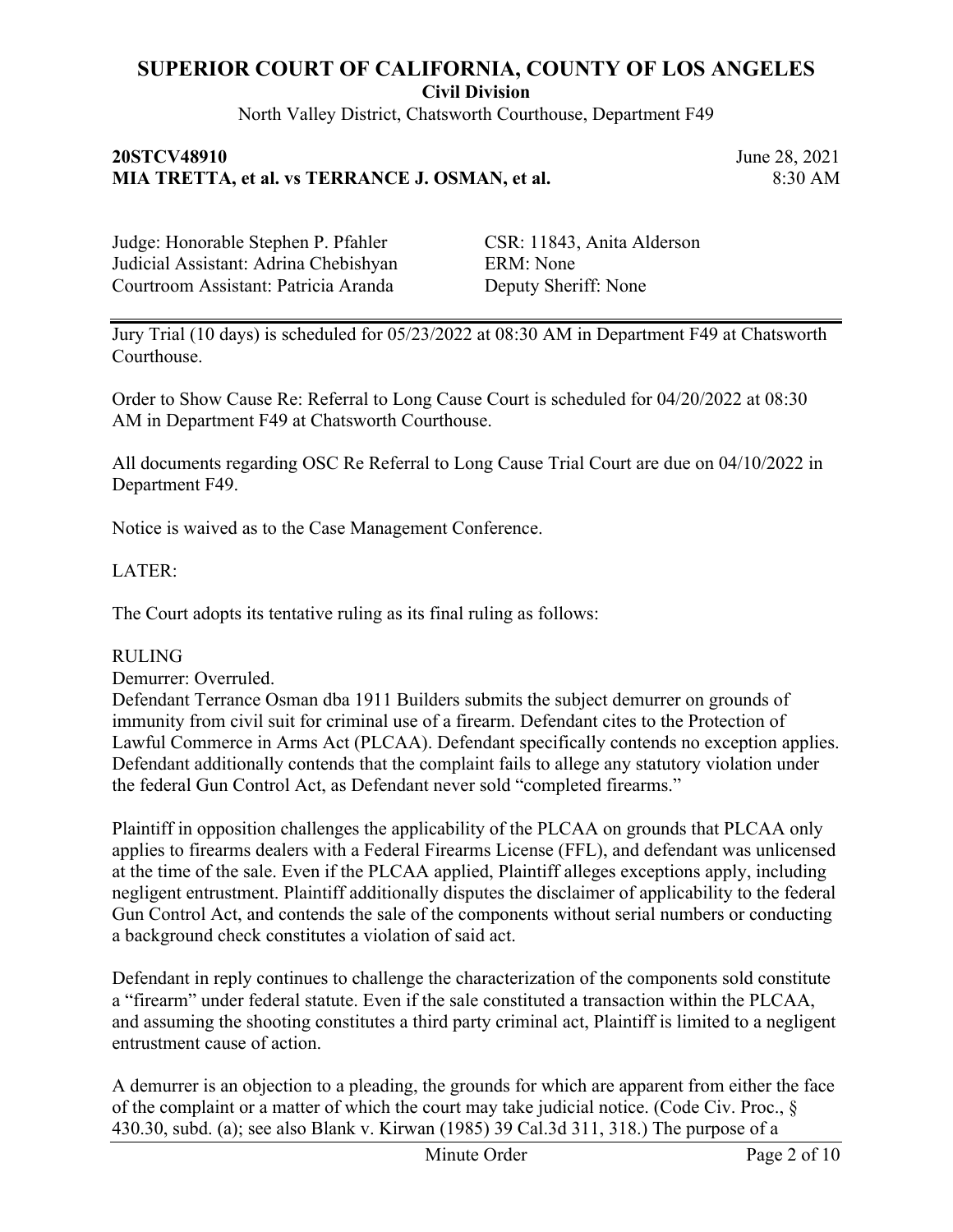# SUPERIOR COURT OF CALIFORNIA, COUNTY OF LOS ANGELES

**Civil Division**

North Valley District, Chatsworth Courthouse, Department F49

**20STCV48910** June 28, 2021
**MIA TRETTA, et al. vs TERRANCE J. OSMAN, et al.** 8:30 AM

Judge: Honorable Stephen P. Pfahler
Judicial Assistant: Adrina Chebishyan
Courtroom Assistant: Patricia Aranda

CSR: 11843, Anita Alderson
ERM: None
Deputy Sheriff: None

---

Jury Trial (10 days) is scheduled for 05/23/2022 at 08:30 AM in Department F49 at Chatsworth Courthouse.

Order to Show Cause Re: Referral to Long Cause Court is scheduled for 04/20/2022 at 08:30 AM in Department F49 at Chatsworth Courthouse.

All documents regarding OSC Re Referral to Long Cause Trial Court are due on 04/10/2022 in Department F49.

Notice is waived as to the Case Management Conference.

LATER:

The Court adopts its tentative ruling as its final ruling as follows:

RULING
Demurrer: Overruled.
Defendant Terrance Osman dba 1911 Builders submits the subject demurrer on grounds of immunity from civil suit for criminal use of a firearm. Defendant cites to the Protection of Lawful Commerce in Arms Act (PLCAA). Defendant specifically contends no exception applies. Defendant additionally contends that the complaint fails to allege any statutory violation under the federal Gun Control Act, as Defendant never sold "completed firearms."

Plaintiff in opposition challenges the applicability of the PLCAA on grounds that PLCAA only applies to firearms dealers with a Federal Firearms License (FFL), and defendant was unlicensed at the time of the sale. Even if the PLCAA applied, Plaintiff alleges exceptions apply, including negligent entrustment. Plaintiff additionally disputes the disclaimer of applicability to the federal Gun Control Act, and contends the sale of the components without serial numbers or conducting a background check constitutes a violation of said act.

Defendant in reply continues to challenge the characterization of the components sold constitute a "firearm" under federal statute. Even if the sale constituted a transaction within the PLCAA, and assuming the shooting constitutes a third party criminal act, Plaintiff is limited to a negligent entrustment cause of action.

A demurrer is an objection to a pleading, the grounds for which are apparent from either the face of the complaint or a matter of which the court may take judicial notice. (Code Civ. Proc., § 430.30, subd. (a); see also Blank v. Kirwan (1985) 39 Cal.3d 311, 318.) The purpose of a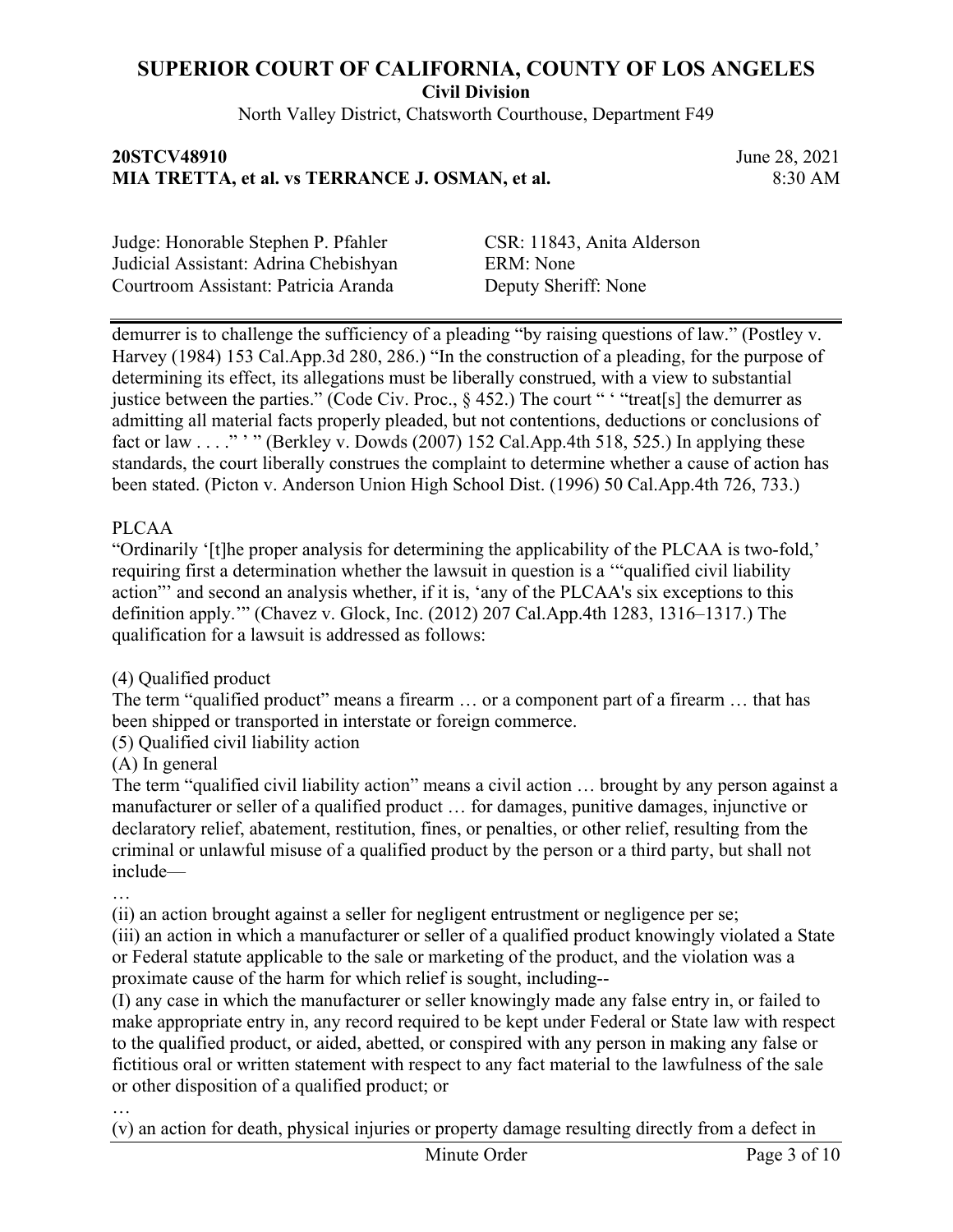demurrer is to challenge the sufficiency of a pleading "by raising questions of law." (Postley v. Harvey (1984) 153 Cal.App.3d 280, 286.) "In the construction of a pleading, for the purpose of determining its effect, its allegations must be liberally construed, with a view to substantial justice between the parties." (Code Civ. Proc., § 452.) The court " ' "treat[s] the demurrer as admitting all material facts properly pleaded, but not contentions, deductions or conclusions of fact or law . . . ." ' " (Berkley v. Dowds (2007) 152 Cal.App.4th 518, 525.) In applying these standards, the court liberally construes the complaint to determine whether a cause of action has been stated. (Picton v. Anderson Union High School Dist. (1996) 50 Cal.App.4th 726, 733.)

PLCAA

"Ordinarily '[t]he proper analysis for determining the applicability of the PLCAA is two-fold,' requiring first a determination whether the lawsuit in question is a '"qualified civil liability action"' and second an analysis whether, if it is, 'any of the PLCAA's six exceptions to this definition apply.'" (Chavez v. Glock, Inc. (2012) 207 Cal.App.4th 1283, 1316–1317.) The qualification for a lawsuit is addressed as follows:

(4) Qualified product

The term "qualified product" means a firearm … or a component part of a firearm … that has been shipped or transported in interstate or foreign commerce.

(5) Qualified civil liability action

(A) In general

The term "qualified civil liability action" means a civil action … brought by any person against a manufacturer or seller of a qualified product … for damages, punitive damages, injunctive or declaratory relief, abatement, restitution, fines, or penalties, or other relief, resulting from the criminal or unlawful misuse of a qualified product by the person or a third party, but shall not include—

…

(ii) an action brought against a seller for negligent entrustment or negligence per se;

(iii) an action in which a manufacturer or seller of a qualified product knowingly violated a State or Federal statute applicable to the sale or marketing of the product, and the violation was a proximate cause of the harm for which relief is sought, including--

(I) any case in which the manufacturer or seller knowingly made any false entry in, or failed to make appropriate entry in, any record required to be kept under Federal or State law with respect to the qualified product, or aided, abetted, or conspired with any person in making any false or fictitious oral or written statement with respect to any fact material to the lawfulness of the sale or other disposition of a qualified product; or

…

(v) an action for death, physical injuries or property damage resulting directly from a defect in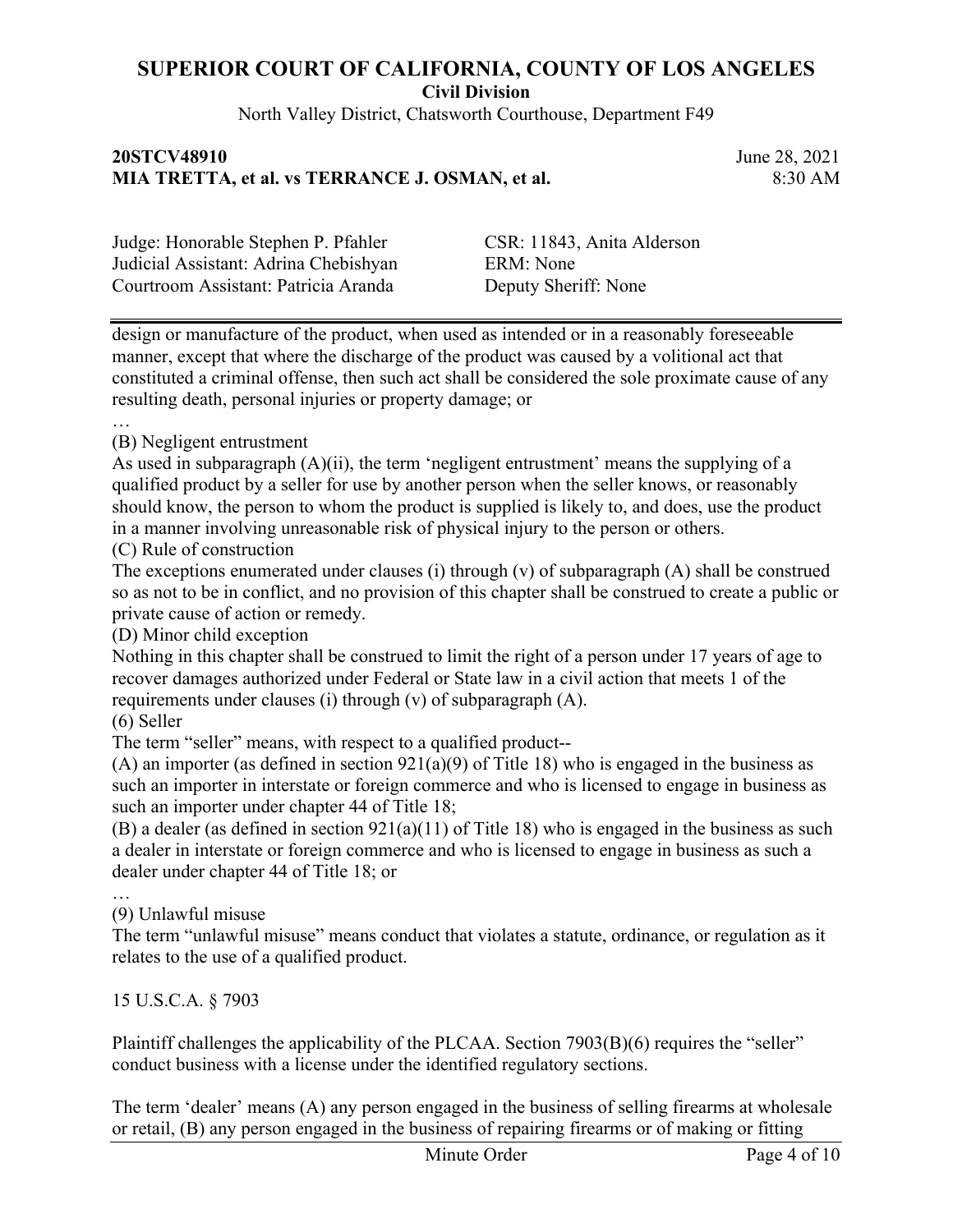design or manufacture of the product, when used as intended or in a reasonably foreseeable manner, except that where the discharge of the product was caused by a volitional act that constituted a criminal offense, then such act shall be considered the sole proximate cause of any resulting death, personal injuries or property damage; or

…

(B) Negligent entrustment

As used in subparagraph (A)(ii), the term 'negligent entrustment' means the supplying of a qualified product by a seller for use by another person when the seller knows, or reasonably should know, the person to whom the product is supplied is likely to, and does, use the product in a manner involving unreasonable risk of physical injury to the person or others.

(C) Rule of construction

The exceptions enumerated under clauses (i) through (v) of subparagraph (A) shall be construed so as not to be in conflict, and no provision of this chapter shall be construed to create a public or private cause of action or remedy.

(D) Minor child exception

Nothing in this chapter shall be construed to limit the right of a person under 17 years of age to recover damages authorized under Federal or State law in a civil action that meets 1 of the requirements under clauses (i) through (v) of subparagraph (A).

(6) Seller

The term "seller" means, with respect to a qualified product--

(A) an importer (as defined in section 921(a)(9) of Title 18) who is engaged in the business as such an importer in interstate or foreign commerce and who is licensed to engage in business as such an importer under chapter 44 of Title 18;

(B) a dealer (as defined in section 921(a)(11) of Title 18) who is engaged in the business as such a dealer in interstate or foreign commerce and who is licensed to engage in business as such a dealer under chapter 44 of Title 18; or

…

(9) Unlawful misuse

The term "unlawful misuse" means conduct that violates a statute, ordinance, or regulation as it relates to the use of a qualified product.

15 U.S.C.A. § 7903

Plaintiff challenges the applicability of the PLCAA. Section 7903(B)(6) requires the "seller" conduct business with a license under the identified regulatory sections.

The term 'dealer' means (A) any person engaged in the business of selling firearms at wholesale or retail, (B) any person engaged in the business of repairing firearms or of making or fitting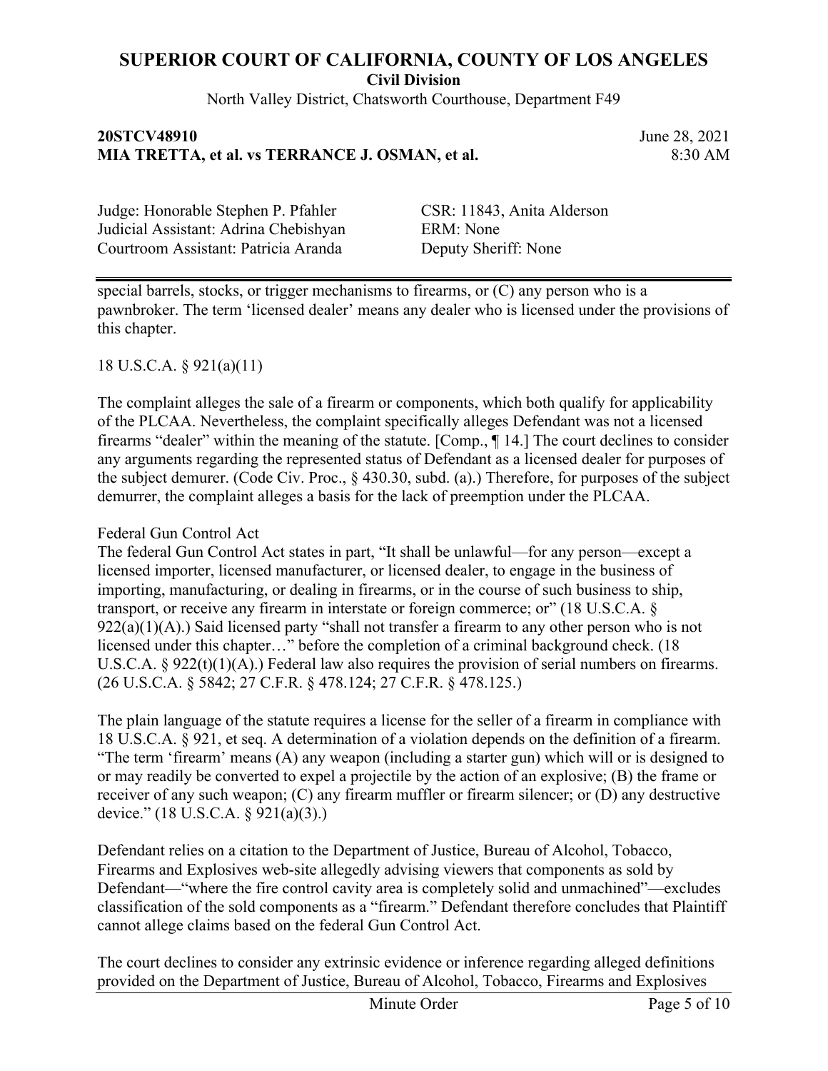special barrels, stocks, or trigger mechanisms to firearms, or (C) any person who is a pawnbroker. The term 'licensed dealer' means any dealer who is licensed under the provisions of this chapter.

18 U.S.C.A. § 921(a)(11)

The complaint alleges the sale of a firearm or components, which both qualify for applicability of the PLCAA. Nevertheless, the complaint specifically alleges Defendant was not a licensed firearms "dealer" within the meaning of the statute. [Comp., ¶ 14.] The court declines to consider any arguments regarding the represented status of Defendant as a licensed dealer for purposes of the subject demurer. (Code Civ. Proc., § 430.30, subd. (a).) Therefore, for purposes of the subject demurrer, the complaint alleges a basis for the lack of preemption under the PLCAA.

Federal Gun Control Act

The federal Gun Control Act states in part, "It shall be unlawful—for any person—except a licensed importer, licensed manufacturer, or licensed dealer, to engage in the business of importing, manufacturing, or dealing in firearms, or in the course of such business to ship, transport, or receive any firearm in interstate or foreign commerce; or" (18 U.S.C.A. § 922(a)(1)(A).) Said licensed party "shall not transfer a firearm to any other person who is not licensed under this chapter…" before the completion of a criminal background check. (18 U.S.C.A. § 922(t)(1)(A).) Federal law also requires the provision of serial numbers on firearms. (26 U.S.C.A. § 5842; 27 C.F.R. § 478.124; 27 C.F.R. § 478.125.)

The plain language of the statute requires a license for the seller of a firearm in compliance with 18 U.S.C.A. § 921, et seq. A determination of a violation depends on the definition of a firearm. "The term 'firearm' means (A) any weapon (including a starter gun) which will or is designed to or may readily be converted to expel a projectile by the action of an explosive; (B) the frame or receiver of any such weapon; (C) any firearm muffler or firearm silencer; or (D) any destructive device." (18 U.S.C.A. § 921(a)(3).)

Defendant relies on a citation to the Department of Justice, Bureau of Alcohol, Tobacco, Firearms and Explosives web-site allegedly advising viewers that components as sold by Defendant—"where the fire control cavity area is completely solid and unmachined"—excludes classification of the sold components as a "firearm." Defendant therefore concludes that Plaintiff cannot allege claims based on the federal Gun Control Act.

The court declines to consider any extrinsic evidence or inference regarding alleged definitions provided on the Department of Justice, Bureau of Alcohol, Tobacco, Firearms and Explosives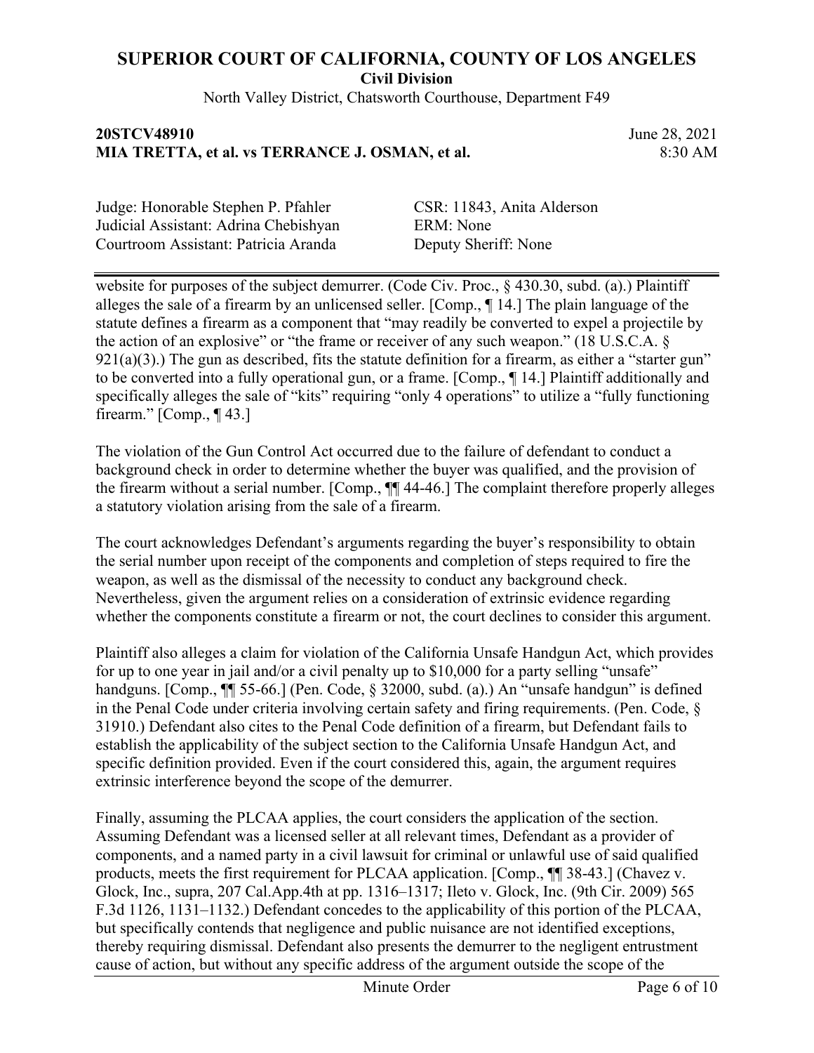website for purposes of the subject demurrer. (Code Civ. Proc., § 430.30, subd. (a).) Plaintiff alleges the sale of a firearm by an unlicensed seller. [Comp., ¶ 14.] The plain language of the statute defines a firearm as a component that "may readily be converted to expel a projectile by the action of an explosive" or "the frame or receiver of any such weapon." (18 U.S.C.A. § 921(a)(3).) The gun as described, fits the statute definition for a firearm, as either a "starter gun" to be converted into a fully operational gun, or a frame. [Comp., ¶ 14.] Plaintiff additionally and specifically alleges the sale of "kits" requiring "only 4 operations" to utilize a "fully functioning firearm." [Comp., ¶ 43.]

The violation of the Gun Control Act occurred due to the failure of defendant to conduct a background check in order to determine whether the buyer was qualified, and the provision of the firearm without a serial number. [Comp., ¶¶ 44-46.] The complaint therefore properly alleges a statutory violation arising from the sale of a firearm.

The court acknowledges Defendant's arguments regarding the buyer's responsibility to obtain the serial number upon receipt of the components and completion of steps required to fire the weapon, as well as the dismissal of the necessity to conduct any background check. Nevertheless, given the argument relies on a consideration of extrinsic evidence regarding whether the components constitute a firearm or not, the court declines to consider this argument.

Plaintiff also alleges a claim for violation of the California Unsafe Handgun Act, which provides for up to one year in jail and/or a civil penalty up to $10,000 for a party selling "unsafe" handguns. [Comp., ¶¶ 55-66.] (Pen. Code, § 32000, subd. (a).) An "unsafe handgun" is defined in the Penal Code under criteria involving certain safety and firing requirements. (Pen. Code, § 31910.) Defendant also cites to the Penal Code definition of a firearm, but Defendant fails to establish the applicability of the subject section to the California Unsafe Handgun Act, and specific definition provided. Even if the court considered this, again, the argument requires extrinsic interference beyond the scope of the demurrer.

Finally, assuming the PLCAA applies, the court considers the application of the section. Assuming Defendant was a licensed seller at all relevant times, Defendant as a provider of components, and a named party in a civil lawsuit for criminal or unlawful use of said qualified products, meets the first requirement for PLCAA application. [Comp., ¶¶ 38-43.] (Chavez v. Glock, Inc., supra, 207 Cal.App.4th at pp. 1316–1317; Ileto v. Glock, Inc. (9th Cir. 2009) 565 F.3d 1126, 1131–1132.) Defendant concedes to the applicability of this portion of the PLCAA, but specifically contends that negligence and public nuisance are not identified exceptions, thereby requiring dismissal. Defendant also presents the demurrer to the negligent entrustment cause of action, but without any specific address of the argument outside the scope of the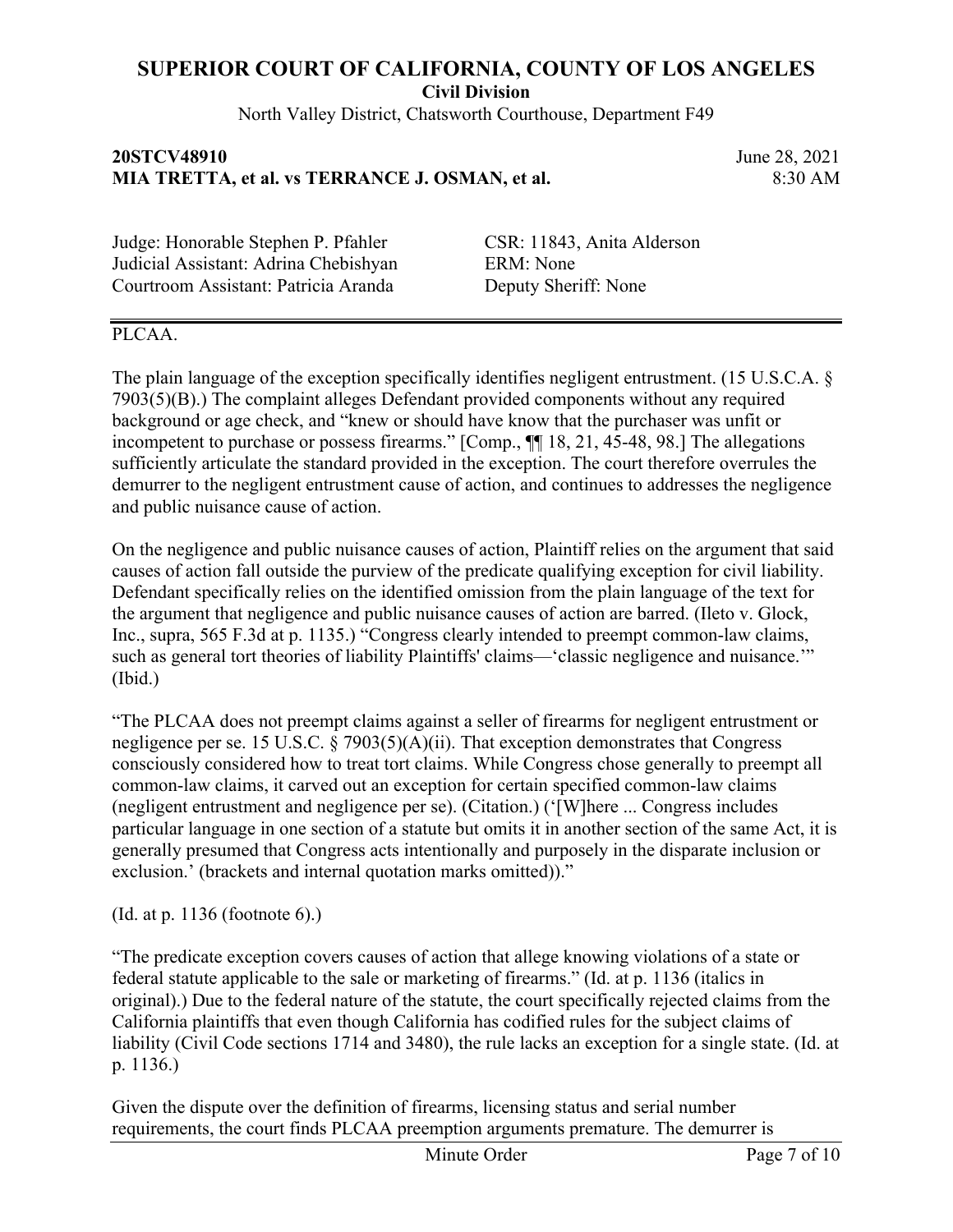PLCAA.

The plain language of the exception specifically identifies negligent entrustment. (15 U.S.C.A. § 7903(5)(B).) The complaint alleges Defendant provided components without any required background or age check, and "knew or should have know that the purchaser was unfit or incompetent to purchase or possess firearms." [Comp., ¶¶ 18, 21, 45-48, 98.] The allegations sufficiently articulate the standard provided in the exception. The court therefore overrules the demurrer to the negligent entrustment cause of action, and continues to addresses the negligence and public nuisance cause of action.

On the negligence and public nuisance causes of action, Plaintiff relies on the argument that said causes of action fall outside the purview of the predicate qualifying exception for civil liability. Defendant specifically relies on the identified omission from the plain language of the text for the argument that negligence and public nuisance causes of action are barred. (Ileto v. Glock, Inc., supra, 565 F.3d at p. 1135.) "Congress clearly intended to preempt common-law claims, such as general tort theories of liability Plaintiffs' claims—'classic negligence and nuisance.'" (Ibid.)

"The PLCAA does not preempt claims against a seller of firearms for negligent entrustment or negligence per se. 15 U.S.C. § 7903(5)(A)(ii). That exception demonstrates that Congress consciously considered how to treat tort claims. While Congress chose generally to preempt all common-law claims, it carved out an exception for certain specified common-law claims (negligent entrustment and negligence per se). (Citation.) ('[W]here ... Congress includes particular language in one section of a statute but omits it in another section of the same Act, it is generally presumed that Congress acts intentionally and purposely in the disparate inclusion or exclusion.' (brackets and internal quotation marks omitted))."

(Id. at p. 1136 (footnote 6).)

"The predicate exception covers causes of action that allege knowing violations of a state or federal statute applicable to the sale or marketing of firearms." (Id. at p. 1136 (italics in original).) Due to the federal nature of the statute, the court specifically rejected claims from the California plaintiffs that even though California has codified rules for the subject claims of liability (Civil Code sections 1714 and 3480), the rule lacks an exception for a single state. (Id. at p. 1136.)

Given the dispute over the definition of firearms, licensing status and serial number requirements, the court finds PLCAA preemption arguments premature. The demurrer is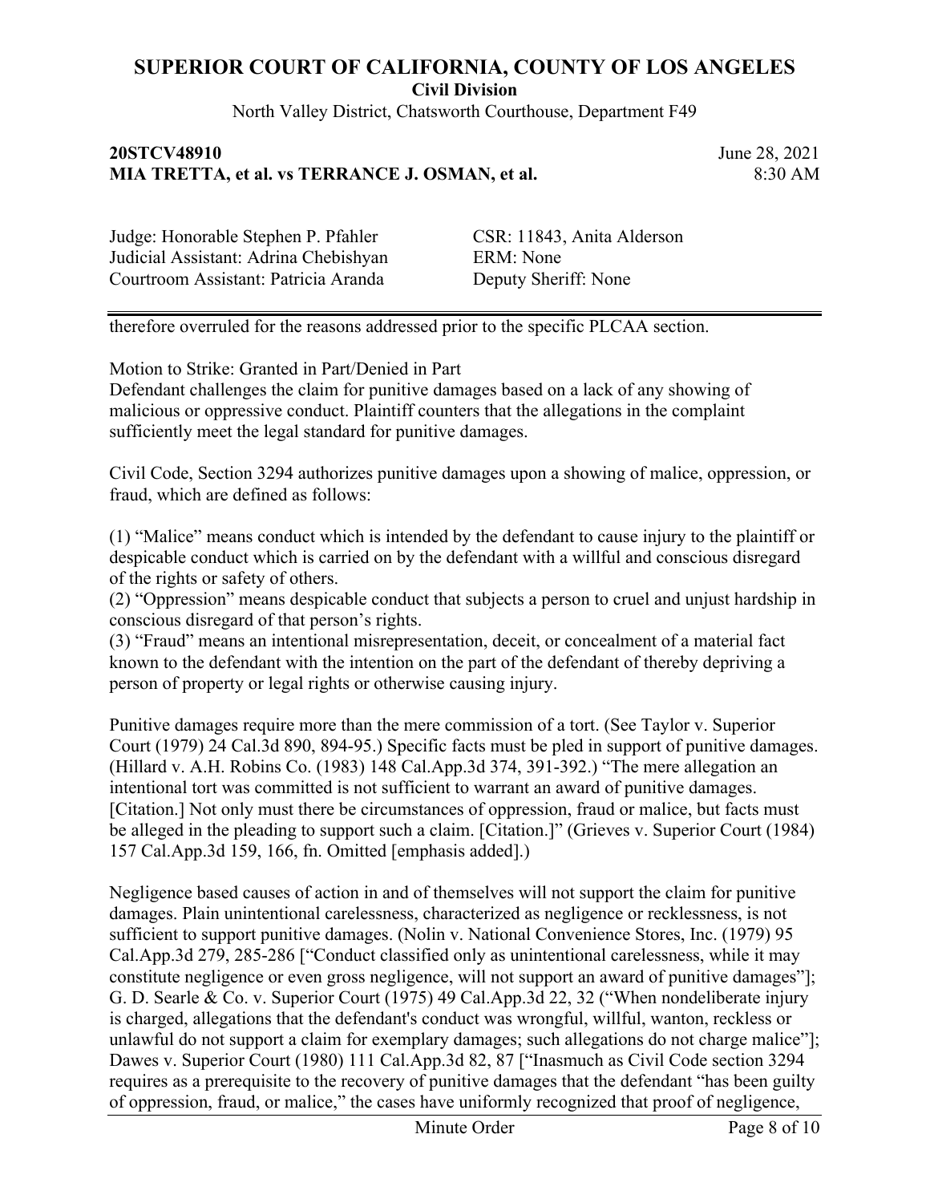therefore overruled for the reasons addressed prior to the specific PLCAA section.

Motion to Strike: Granted in Part/Denied in Part
Defendant challenges the claim for punitive damages based on a lack of any showing of malicious or oppressive conduct. Plaintiff counters that the allegations in the complaint sufficiently meet the legal standard for punitive damages.

Civil Code, Section 3294 authorizes punitive damages upon a showing of malice, oppression, or fraud, which are defined as follows:

(1) "Malice" means conduct which is intended by the defendant to cause injury to the plaintiff or despicable conduct which is carried on by the defendant with a willful and conscious disregard of the rights or safety of others.
(2) "Oppression" means despicable conduct that subjects a person to cruel and unjust hardship in conscious disregard of that person's rights.
(3) "Fraud" means an intentional misrepresentation, deceit, or concealment of a material fact known to the defendant with the intention on the part of the defendant of thereby depriving a person of property or legal rights or otherwise causing injury.

Punitive damages require more than the mere commission of a tort. (See Taylor v. Superior Court (1979) 24 Cal.3d 890, 894-95.) Specific facts must be pled in support of punitive damages. (Hillard v. A.H. Robins Co. (1983) 148 Cal.App.3d 374, 391-392.) "The mere allegation an intentional tort was committed is not sufficient to warrant an award of punitive damages. [Citation.] Not only must there be circumstances of oppression, fraud or malice, but facts must be alleged in the pleading to support such a claim. [Citation.]" (Grieves v. Superior Court (1984) 157 Cal.App.3d 159, 166, fn. Omitted [emphasis added].)

Negligence based causes of action in and of themselves will not support the claim for punitive damages. Plain unintentional carelessness, characterized as negligence or recklessness, is not sufficient to support punitive damages. (Nolin v. National Convenience Stores, Inc. (1979) 95 Cal.App.3d 279, 285-286 ["Conduct classified only as unintentional carelessness, while it may constitute negligence or even gross negligence, will not support an award of punitive damages"]; G. D. Searle & Co. v. Superior Court (1975) 49 Cal.App.3d 22, 32 ("When nondeliberate injury is charged, allegations that the defendant's conduct was wrongful, willful, wanton, reckless or unlawful do not support a claim for exemplary damages; such allegations do not charge malice"]; Dawes v. Superior Court (1980) 111 Cal.App.3d 82, 87 ["Inasmuch as Civil Code section 3294 requires as a prerequisite to the recovery of punitive damages that the defendant "has been guilty of oppression, fraud, or malice," the cases have uniformly recognized that proof of negligence,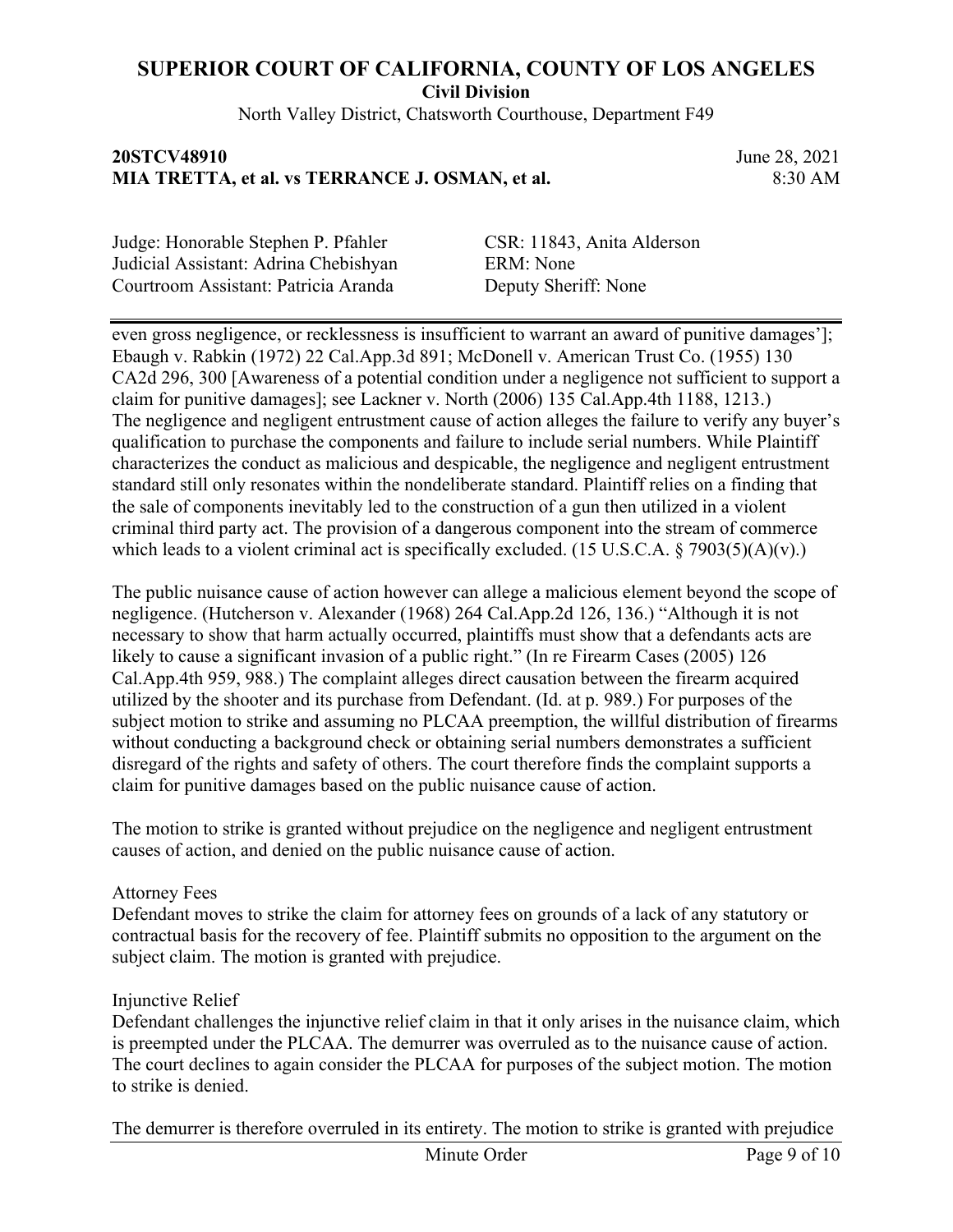even gross negligence, or recklessness is insufficient to warrant an award of punitive damages']; Ebaugh v. Rabkin (1972) 22 Cal.App.3d 891; McDonell v. American Trust Co. (1955) 130 CA2d 296, 300 [Awareness of a potential condition under a negligence not sufficient to support a claim for punitive damages]; see Lackner v. North (2006) 135 Cal.App.4th 1188, 1213.) The negligence and negligent entrustment cause of action alleges the failure to verify any buyer's qualification to purchase the components and failure to include serial numbers. While Plaintiff characterizes the conduct as malicious and despicable, the negligence and negligent entrustment standard still only resonates within the nondeliberate standard. Plaintiff relies on a finding that the sale of components inevitably led to the construction of a gun then utilized in a violent criminal third party act. The provision of a dangerous component into the stream of commerce which leads to a violent criminal act is specifically excluded. (15 U.S.C.A. § 7903(5)(A)(v).)

The public nuisance cause of action however can allege a malicious element beyond the scope of negligence. (Hutcherson v. Alexander (1968) 264 Cal.App.2d 126, 136.) "Although it is not necessary to show that harm actually occurred, plaintiffs must show that a defendants acts are likely to cause a significant invasion of a public right." (In re Firearm Cases (2005) 126 Cal.App.4th 959, 988.) The complaint alleges direct causation between the firearm acquired utilized by the shooter and its purchase from Defendant. (Id. at p. 989.) For purposes of the subject motion to strike and assuming no PLCAA preemption, the willful distribution of firearms without conducting a background check or obtaining serial numbers demonstrates a sufficient disregard of the rights and safety of others. The court therefore finds the complaint supports a claim for punitive damages based on the public nuisance cause of action.

The motion to strike is granted without prejudice on the negligence and negligent entrustment causes of action, and denied on the public nuisance cause of action.

Attorney Fees
Defendant moves to strike the claim for attorney fees on grounds of a lack of any statutory or contractual basis for the recovery of fee. Plaintiff submits no opposition to the argument on the subject claim. The motion is granted with prejudice.

Injunctive Relief
Defendant challenges the injunctive relief claim in that it only arises in the nuisance claim, which is preempted under the PLCAA. The demurrer was overruled as to the nuisance cause of action. The court declines to again consider the PLCAA for purposes of the subject motion. The motion to strike is denied.

The demurrer is therefore overruled in its entirety. The motion to strike is granted with prejudice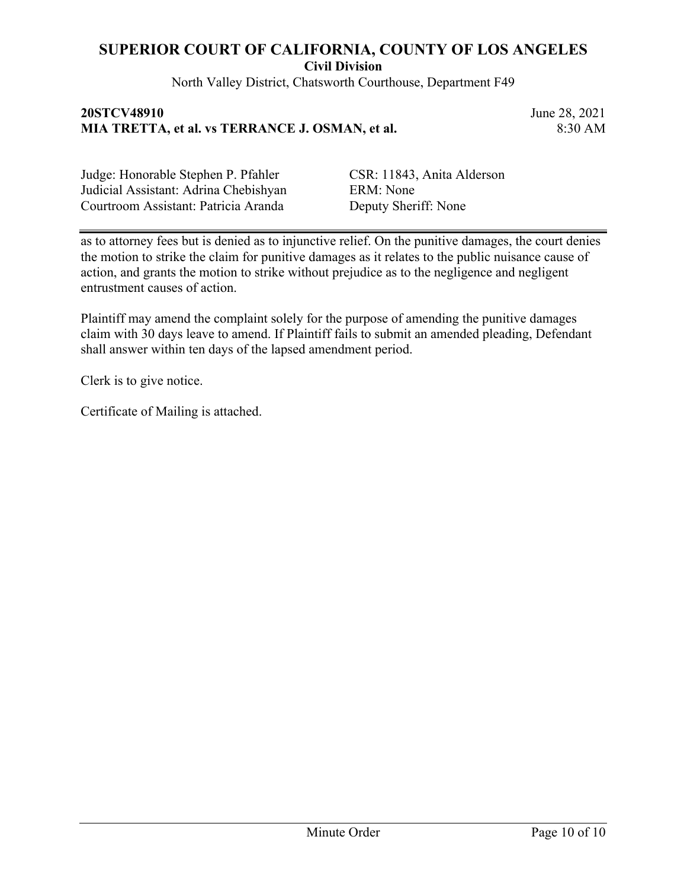as to attorney fees but is denied as to injunctive relief. On the punitive damages, the court denies the motion to strike the claim for punitive damages as it relates to the public nuisance cause of action, and grants the motion to strike without prejudice as to the negligence and negligent entrustment causes of action.

Plaintiff may amend the complaint solely for the purpose of amending the punitive damages claim with 30 days leave to amend. If Plaintiff fails to submit an amended pleading, Defendant shall answer within ten days of the lapsed amendment period.

Clerk is to give notice.

Certificate of Mailing is attached.